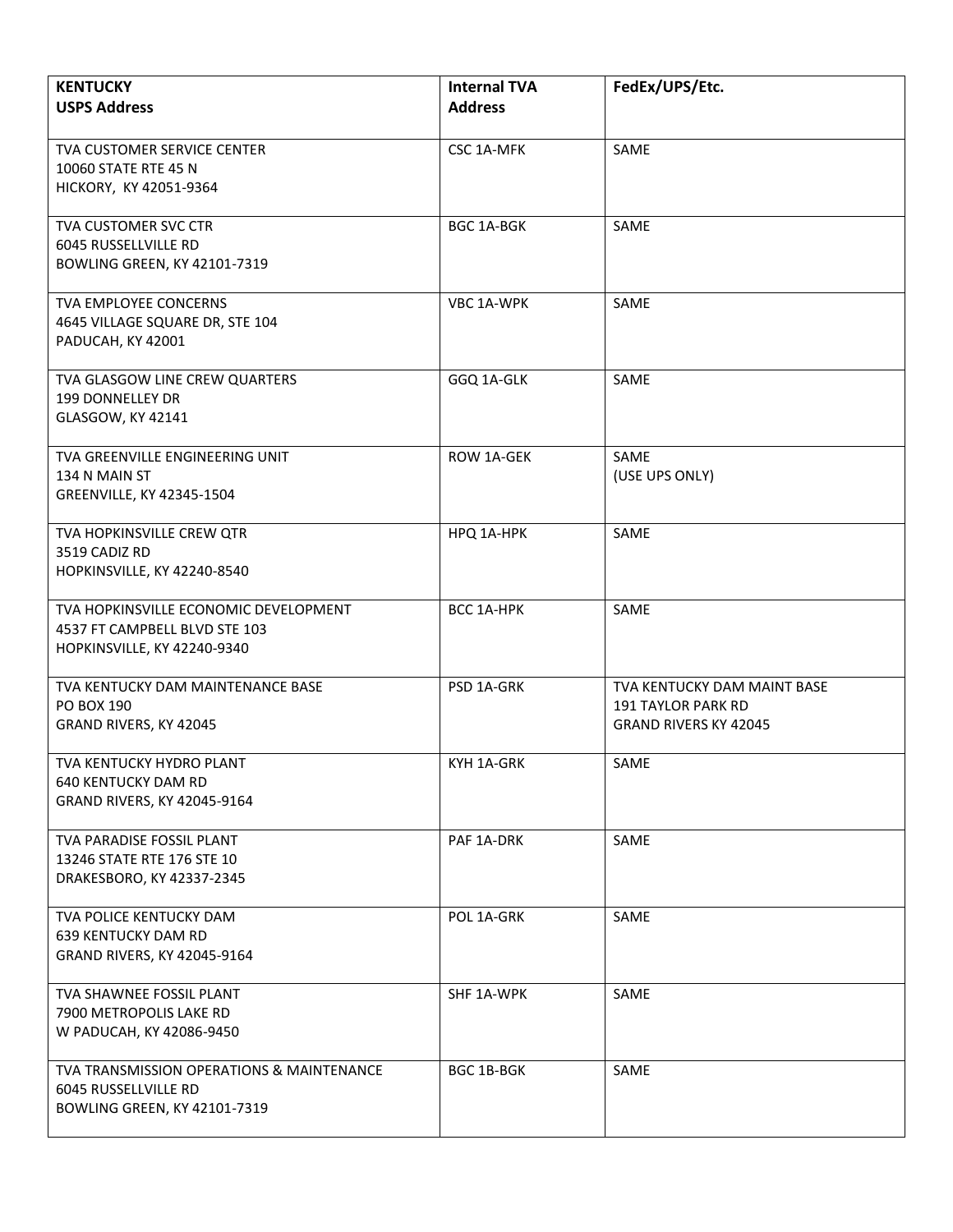| **KENTUCKY**<br>**USPS Address** | **Internal TVA Address** | **FedEx/UPS/Etc.** |
|---|---|---|
| TVA CUSTOMER SERVICE CENTER<br>10060 STATE RTE 45 N<br>HICKORY, KY 42051-9364 | CSC 1A-MFK | SAME |
| TVA CUSTOMER SVC CTR<br>6045 RUSSELLVILLE RD<br>BOWLING GREEN, KY 42101-7319 | BGC 1A-BGK | SAME |
| TVA EMPLOYEE CONCERNS<br>4645 VILLAGE SQUARE DR, STE 104<br>PADUCAH, KY 42001 | VBC 1A-WPK | SAME |
| TVA GLASGOW LINE CREW QUARTERS<br>199 DONNELLEY DR<br>GLASGOW, KY 42141 | GGQ 1A-GLK | SAME |
| TVA GREENVILLE ENGINEERING UNIT<br>134 N MAIN ST<br>GREENVILLE, KY 42345-1504 | ROW 1A-GEK | SAME<br>(USE UPS ONLY) |
| TVA HOPKINSVILLE CREW QTR<br>3519 CADIZ RD<br>HOPKINSVILLE, KY 42240-8540 | HPQ 1A-HPK | SAME |
| TVA HOPKINSVILLE ECONOMIC DEVELOPMENT<br>4537 FT CAMPBELL BLVD STE 103<br>HOPKINSVILLE, KY 42240-9340 | BCC 1A-HPK | SAME |
| TVA KENTUCKY DAM MAINTENANCE BASE<br>PO BOX 190<br>GRAND RIVERS, KY 42045 | PSD 1A-GRK | TVA KENTUCKY DAM MAINT BASE<br>191 TAYLOR PARK RD<br>GRAND RIVERS KY 42045 |
| TVA KENTUCKY HYDRO PLANT<br>640 KENTUCKY DAM RD<br>GRAND RIVERS, KY 42045-9164 | KYH 1A-GRK | SAME |
| TVA PARADISE FOSSIL PLANT<br>13246 STATE RTE 176 STE 10<br>DRAKESBORO, KY 42337-2345 | PAF 1A-DRK | SAME |
| TVA POLICE KENTUCKY DAM<br>639 KENTUCKY DAM RD<br>GRAND RIVERS, KY 42045-9164 | POL 1A-GRK | SAME |
| TVA SHAWNEE FOSSIL PLANT<br>7900 METROPOLIS LAKE RD<br>W PADUCAH, KY 42086-9450 | SHF 1A-WPK | SAME |
| TVA TRANSMISSION OPERATIONS & MAINTENANCE<br>6045 RUSSELLVILLE RD<br>BOWLING GREEN, KY 42101-7319 | BGC 1B-BGK | SAME |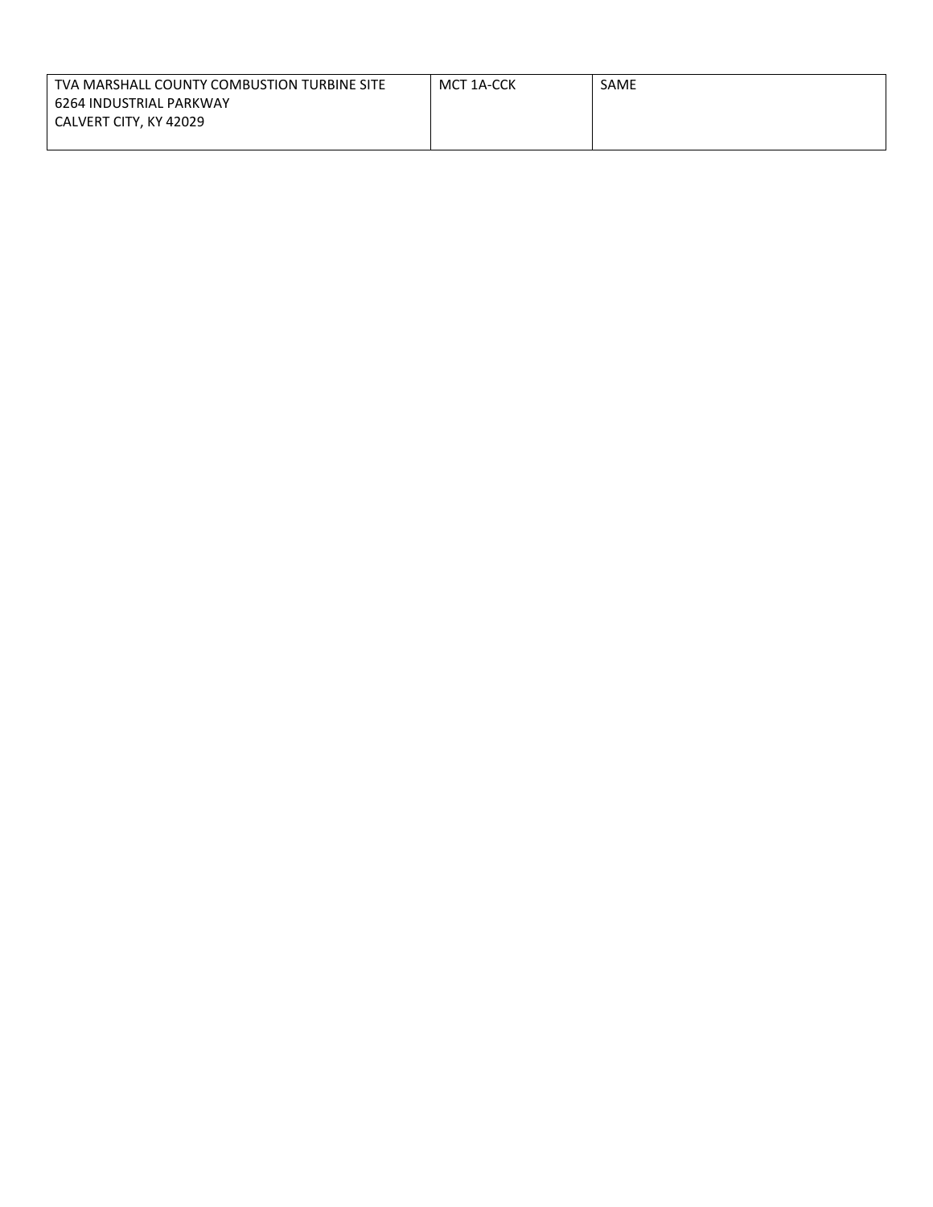| | | |
|---|---|---|
| TVA MARSHALL COUNTY COMBUSTION TURBINE SITE<br>6264 INDUSTRIAL PARKWAY<br>CALVERT CITY, KY 42029 | MCT 1A-CCK | SAME |